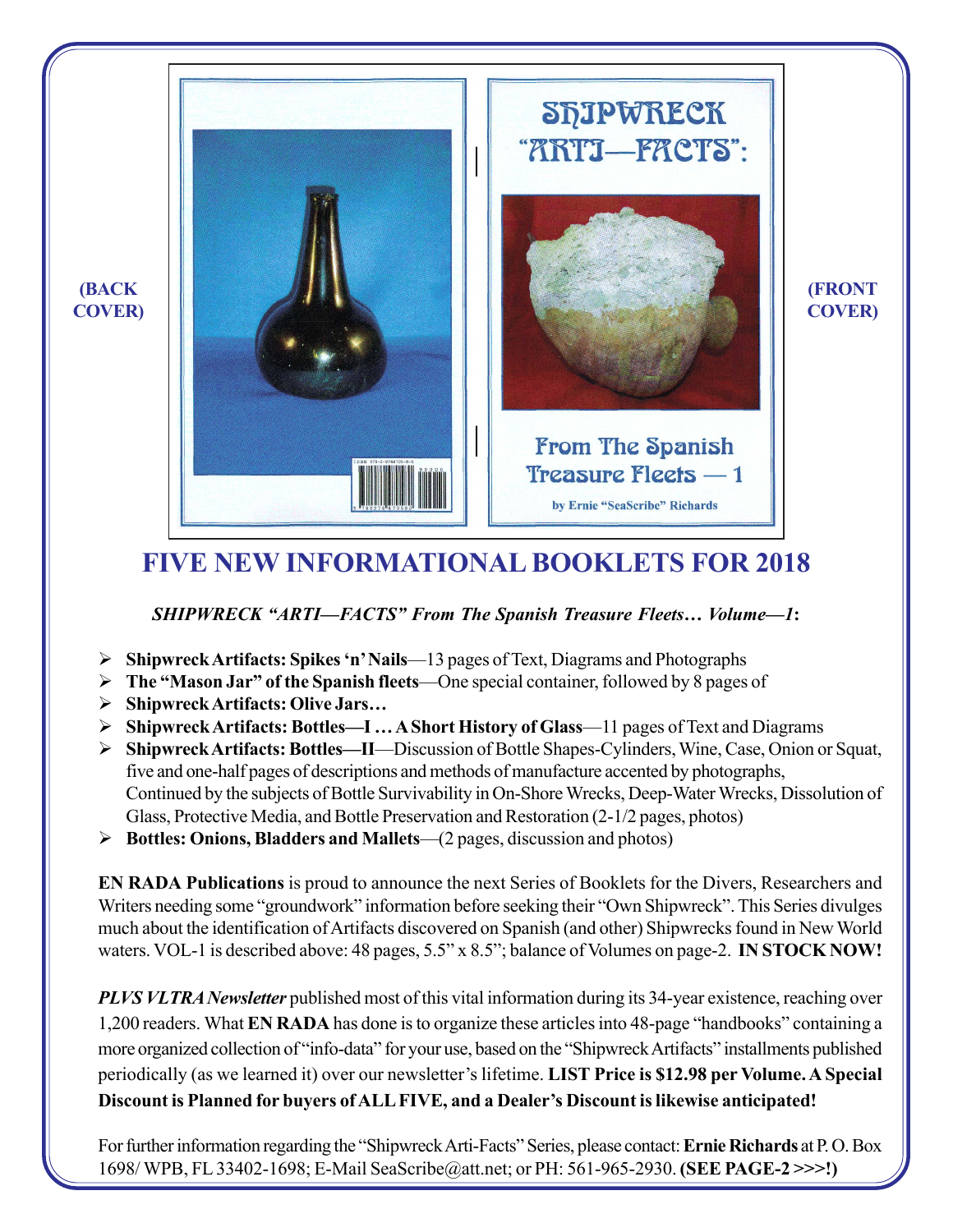(BACK COVER)

SHIPWRECK "ARTI—FACTS":

From The Spanish Treasure Fleets — 1

by Ernie "SeaScribe" Richards

(FRONT COVER)

## FIVE NEW INFORMATIONAL BOOKLETS FOR 2018

***SHIPWRECK "ARTI—FACTS" From The Spanish Treasure Fleets… Volume—1*:**

- **Shipwreck Artifacts: Spikes 'n' Nails**—13 pages of Text, Diagrams and Photographs
- **The "Mason Jar" of the Spanish fleets**—One special container, followed by 8 pages of
- **Shipwreck Artifacts: Olive Jars…**
- **Shipwreck Artifacts: Bottles—I … A Short History of Glass**—11 pages of Text and Diagrams
- **Shipwreck Artifacts: Bottles—II**—Discussion of Bottle Shapes-Cylinders, Wine, Case, Onion or Squat, five and one-half pages of descriptions and methods of manufacture accented by photographs, Continued by the subjects of Bottle Survivability in On-Shore Wrecks, Deep-Water Wrecks, Dissolution of Glass, Protective Media, and Bottle Preservation and Restoration (2-1/2 pages, photos)
- **Bottles: Onions, Bladders and Mallets**—(2 pages, discussion and photos)

**EN RADA Publications** is proud to announce the next Series of Booklets for the Divers, Researchers and Writers needing some "groundwork" information before seeking their "Own Shipwreck". This Series divulges much about the identification of Artifacts discovered on Spanish (and other) Shipwrecks found in New World waters. VOL-1 is described above: 48 pages, 5.5" x 8.5"; balance of Volumes on page-2. **IN STOCK NOW!**

***PLVS VLTRA Newsletter*** published most of this vital information during its 34-year existence, reaching over 1,200 readers. What **EN RADA** has done is to organize these articles into 48-page "handbooks" containing a more organized collection of "info-data" for your use, based on the "Shipwreck Artifacts" installments published periodically (as we learned it) over our newsletter's lifetime. **LIST Price is $12.98 per Volume. A Special Discount is Planned for buyers of ALL FIVE, and a Dealer's Discount is likewise anticipated!**

For further information regarding the "Shipwreck Arti-Facts" Series, please contact: **Ernie Richards** at P. O. Box 1698/ WPB, FL 33402-1698; E-Mail SeaScribe@att.net; or PH: 561-965-2930. **(SEE PAGE-2 >>>!)**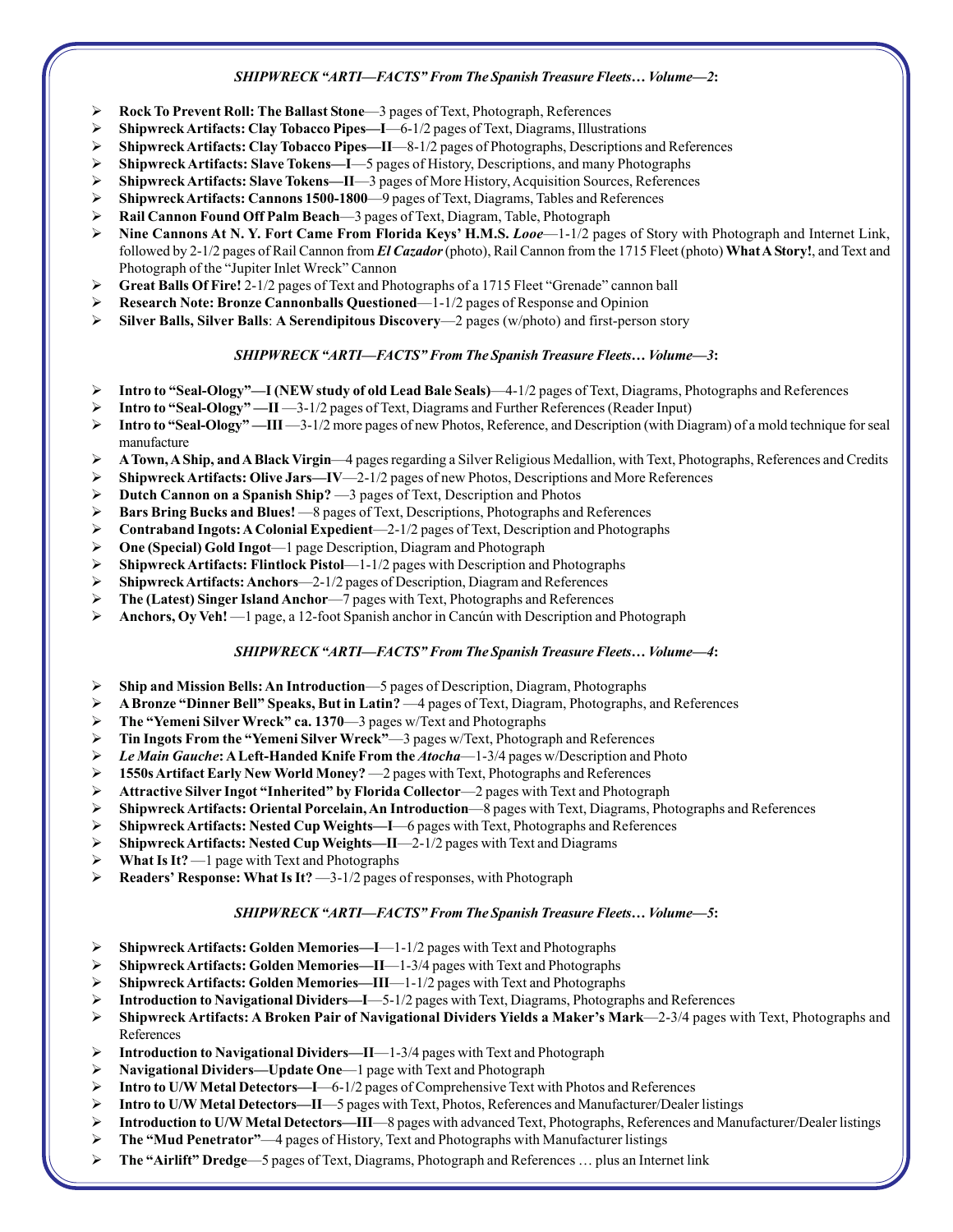### *SHIPWRECK "ARTI—FACTS" From The Spanish Treasure Fleets… Volume—2*:

- **Rock To Prevent Roll: The Ballast Stone**—3 pages of Text, Photograph, References
- **Shipwreck Artifacts: Clay Tobacco Pipes—I**—6-1/2 pages of Text, Diagrams, Illustrations
- **Shipwreck Artifacts: Clay Tobacco Pipes—II**—8-1/2 pages of Photographs, Descriptions and References
- **Shipwreck Artifacts: Slave Tokens—I**—5 pages of History, Descriptions, and many Photographs
- **Shipwreck Artifacts: Slave Tokens—II**—3 pages of More History, Acquisition Sources, References
- **Shipwreck Artifacts: Cannons 1500-1800**—9 pages of Text, Diagrams, Tables and References
- **Rail Cannon Found Off Palm Beach**—3 pages of Text, Diagram, Table, Photograph
- **Nine Cannons At N. Y. Fort Came From Florida Keys' H.M.S. *Looe***—1-1/2 pages of Story with Photograph and Internet Link, followed by 2-1/2 pages of Rail Cannon from ***El Cazador*** (photo), Rail Cannon from the 1715 Fleet (photo) **What A Story!**, and Text and Photograph of the "Jupiter Inlet Wreck" Cannon
- **Great Balls Of Fire!** 2-1/2 pages of Text and Photographs of a 1715 Fleet "Grenade" cannon ball
- **Research Note: Bronze Cannonballs Questioned**—1-1/2 pages of Response and Opinion
- **Silver Balls, Silver Balls**: **A Serendipitous Discovery**—2 pages (w/photo) and first-person story

### *SHIPWRECK "ARTI—FACTS" From The Spanish Treasure Fleets… Volume—3*:

- **Intro to "Seal-Ology"—I (NEW study of old Lead Bale Seals)**—4-1/2 pages of Text, Diagrams, Photographs and References
- **Intro to "Seal-Ology" —II** —3-1/2 pages of Text, Diagrams and Further References (Reader Input)
- **Intro to "Seal-Ology" —III** —3-1/2 more pages of new Photos, Reference, and Description (with Diagram) of a mold technique for seal manufacture
- **A Town, A Ship, and A Black Virgin**—4 pages regarding a Silver Religious Medallion, with Text, Photographs, References and Credits
- **Shipwreck Artifacts: Olive Jars—IV**—2-1/2 pages of new Photos, Descriptions and More References
- **Dutch Cannon on a Spanish Ship?** —3 pages of Text, Description and Photos
- **Bars Bring Bucks and Blues!** —8 pages of Text, Descriptions, Photographs and References
- **Contraband Ingots: A Colonial Expedient**—2-1/2 pages of Text, Description and Photographs
- **One (Special) Gold Ingot**—1 page Description, Diagram and Photograph
- **Shipwreck Artifacts: Flintlock Pistol**—1-1/2 pages with Description and Photographs
- **Shipwreck Artifacts: Anchors**—2-1/2 pages of Description, Diagram and References
- **The (Latest) Singer Island Anchor**—7 pages with Text, Photographs and References
- **Anchors, Oy Veh!** —1 page, a 12-foot Spanish anchor in Cancún with Description and Photograph

### *SHIPWRECK "ARTI—FACTS" From The Spanish Treasure Fleets… Volume—4*:

- **Ship and Mission Bells: An Introduction**—5 pages of Description, Diagram, Photographs
- **A Bronze "Dinner Bell" Speaks, But in Latin?** —4 pages of Text, Diagram, Photographs, and References
- **The "Yemeni Silver Wreck" ca. 1370**—3 pages w/Text and Photographs
- **Tin Ingots From the "Yemeni Silver Wreck"**—3 pages w/Text, Photograph and References
- ***Le Main Gauche*: A Left-Handed Knife From the *Atocha***—1-3/4 pages w/Description and Photo
- **1550s Artifact Early New World Money?** —2 pages with Text, Photographs and References
- **Attractive Silver Ingot "Inherited" by Florida Collector**—2 pages with Text and Photograph
- **Shipwreck Artifacts: Oriental Porcelain, An Introduction**—8 pages with Text, Diagrams, Photographs and References
- **Shipwreck Artifacts: Nested Cup Weights—I**—6 pages with Text, Photographs and References
- **Shipwreck Artifacts: Nested Cup Weights—II**—2-1/2 pages with Text and Diagrams
- **What Is It?** —1 page with Text and Photographs
- **Readers' Response: What Is It?** —3-1/2 pages of responses, with Photograph

### *SHIPWRECK "ARTI—FACTS" From The Spanish Treasure Fleets… Volume—5*:

- **Shipwreck Artifacts: Golden Memories—I**—1-1/2 pages with Text and Photographs
- **Shipwreck Artifacts: Golden Memories—II**—1-3/4 pages with Text and Photographs
- **Shipwreck Artifacts: Golden Memories—III**—1-1/2 pages with Text and Photographs
- **Introduction to Navigational Dividers—I**—5-1/2 pages with Text, Diagrams, Photographs and References
- **Shipwreck Artifacts: A Broken Pair of Navigational Dividers Yields a Maker's Mark**—2-3/4 pages with Text, Photographs and References
- **Introduction to Navigational Dividers—II**—1-3/4 pages with Text and Photograph
- **Navigational Dividers—Update One**—1 page with Text and Photograph
- **Intro to U/W Metal Detectors—I**—6-1/2 pages of Comprehensive Text with Photos and References
- **Intro to U/W Metal Detectors—II**—5 pages with Text, Photos, References and Manufacturer/Dealer listings
- **Introduction to U/W Metal Detectors—III**—8 pages with advanced Text, Photographs, References and Manufacturer/Dealer listings
- **The "Mud Penetrator"**—4 pages of History, Text and Photographs with Manufacturer listings
- **The "Airlift" Dredge**—5 pages of Text, Diagrams, Photograph and References … plus an Internet link